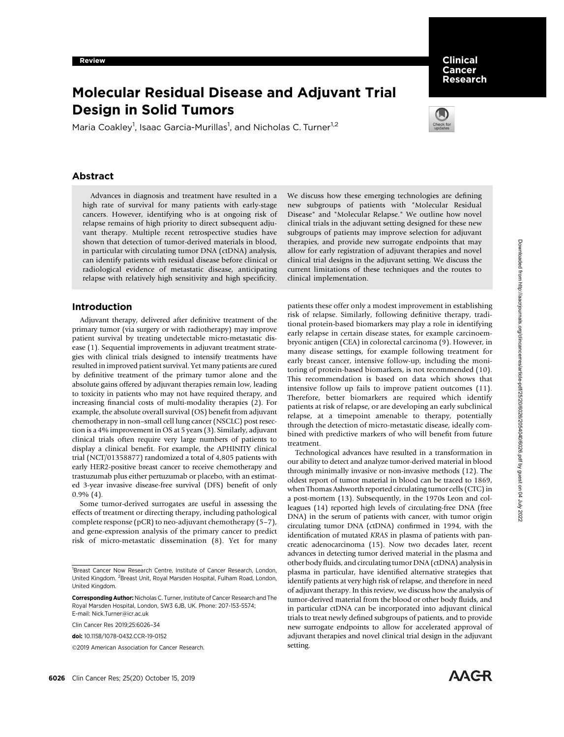Review

# Molecular Residual Disease and Adjuvant Trial Design in Solid Tumors

Maria Coakley[1], Isaac Garcia-Murillas[1], and Nicholas C. Turner[1,2]

## Abstract

Advances in diagnosis and treatment have resulted in a high rate of survival for many patients with early-stage cancers. However, identifying who is at ongoing risk of relapse remains of high priority to direct subsequent adjuvant therapy. Multiple recent retrospective studies have shown that detection of tumor-derived materials in blood, in particular with circulating tumor DNA (ctDNA) analysis, can identify patients with residual disease before clinical or radiological evidence of metastatic disease, anticipating relapse with relatively high sensitivity and high specificity. We discuss how these emerging technologies are defining new subgroups of patients with "Molecular Residual Disease" and "Molecular Relapse." We outline how novel clinical trials in the adjuvant setting designed for these new subgroups of patients may improve selection for adjuvant therapies, and provide new surrogate endpoints that may allow for early registration of adjuvant therapies and novel clinical trial designs in the adjuvant setting. We discuss the current limitations of these techniques and the routes to clinical implementation.

## Introduction

Adjuvant therapy, delivered after definitive treatment of the primary tumor (via surgery or with radiotherapy) may improve patient survival by treating undetectable micro-metastatic disease (1). Sequential improvements in adjuvant treatment strategies with clinical trials designed to intensify treatments have resulted in improved patient survival. Yet many patients are cured by definitive treatment of the primary tumor alone and the absolute gains offered by adjuvant therapies remain low, leading to toxicity in patients who may not have required therapy, and increasing financial costs of multi-modality therapies (2). For example, the absolute overall survival (OS) benefit from adjuvant chemotherapy in non–small cell lung cancer (NSCLC) post resection is a 4% improvement in OS at 5 years (3). Similarly, adjuvant clinical trials often require very large numbers of patients to display a clinical benefit. For example, the APHINITY clinical trial (NCT/01358877) randomized a total of 4,805 patients with early HER2-positive breast cancer to receive chemotherapy and trastuzumab plus either pertuzumab or placebo, with an estimated 3-year invasive disease-free survival (DFS) benefit of only 0.9% (4).

Some tumor-derived surrogates are useful in assessing the effects of treatment or directing therapy, including pathological complete response (pCR) to neo-adjuvant chemotherapy (5–7), and gene-expression analysis of the primary cancer to predict risk of micro-metastatic dissemination (8). Yet for many patients these offer only a modest improvement in establishing risk of relapse. Similarly, following definitive therapy, traditional protein-based biomarkers may play a role in identifying early relapse in certain disease states, for example carcinoembryonic antigen (CEA) in colorectal carcinoma (9). However, in many disease settings, for example following treatment for early breast cancer, intensive follow-up, including the monitoring of protein-based biomarkers, is not recommended (10). This recommendation is based on data which shows that intensive follow up fails to improve patient outcomes (11). Therefore, better biomarkers are required which identify patients at risk of relapse, or are developing an early subclinical relapse, at a timepoint amenable to therapy, potentially through the detection of micro-metastatic disease, ideally combined with predictive markers of who will benefit from future treatment.

Technological advances have resulted in a transformation in our ability to detect and analyze tumor-derived material in blood through minimally invasive or non-invasive methods (12). The oldest report of tumor material in blood can be traced to 1869, when Thomas Ashworth reported circulating tumor cells (CTC) in a post-mortem (13). Subsequently, in the 1970s Leon and colleagues (14) reported high levels of circulating-free DNA (free DNA) in the serum of patients with cancer, with tumor origin circulating tumor DNA (ctDNA) confirmed in 1994, with the identification of mutated *KRAS* in plasma of patients with pancreatic adenocarcinoma (15). Now two decades later, recent advances in detecting tumor derived material in the plasma and other body fluids, and circulating tumor DNA (ctDNA) analysis in plasma in particular, have identified alternative strategies that identify patients at very high risk of relapse, and therefore in need of adjuvant therapy. In this review, we discuss how the analysis of tumor-derived material from the blood or other body fluids, and in particular ctDNA can be incorporated into adjuvant clinical trials to treat newly defined subgroups of patients, and to provide new surrogate endpoints to allow for accelerated approval of adjuvant therapies and novel clinical trial design in the adjuvant setting.

---

[1]Breast Cancer Now Research Centre, Institute of Cancer Research, London, United Kingdom. [2]Breast Unit, Royal Marsden Hospital, Fulham Road, London, United Kingdom.

**Corresponding Author:** Nicholas C. Turner, Institute of Cancer Research and The Royal Marsden Hospital, London, SW3 6JB, UK. Phone: 207-153-5574; E-mail: Nick.Turner@icr.ac.uk

Clin Cancer Res 2019;25:6026–34

**doi:** 10.1158/1078-0432.CCR-19-0152

©2019 American Association for Cancer Research.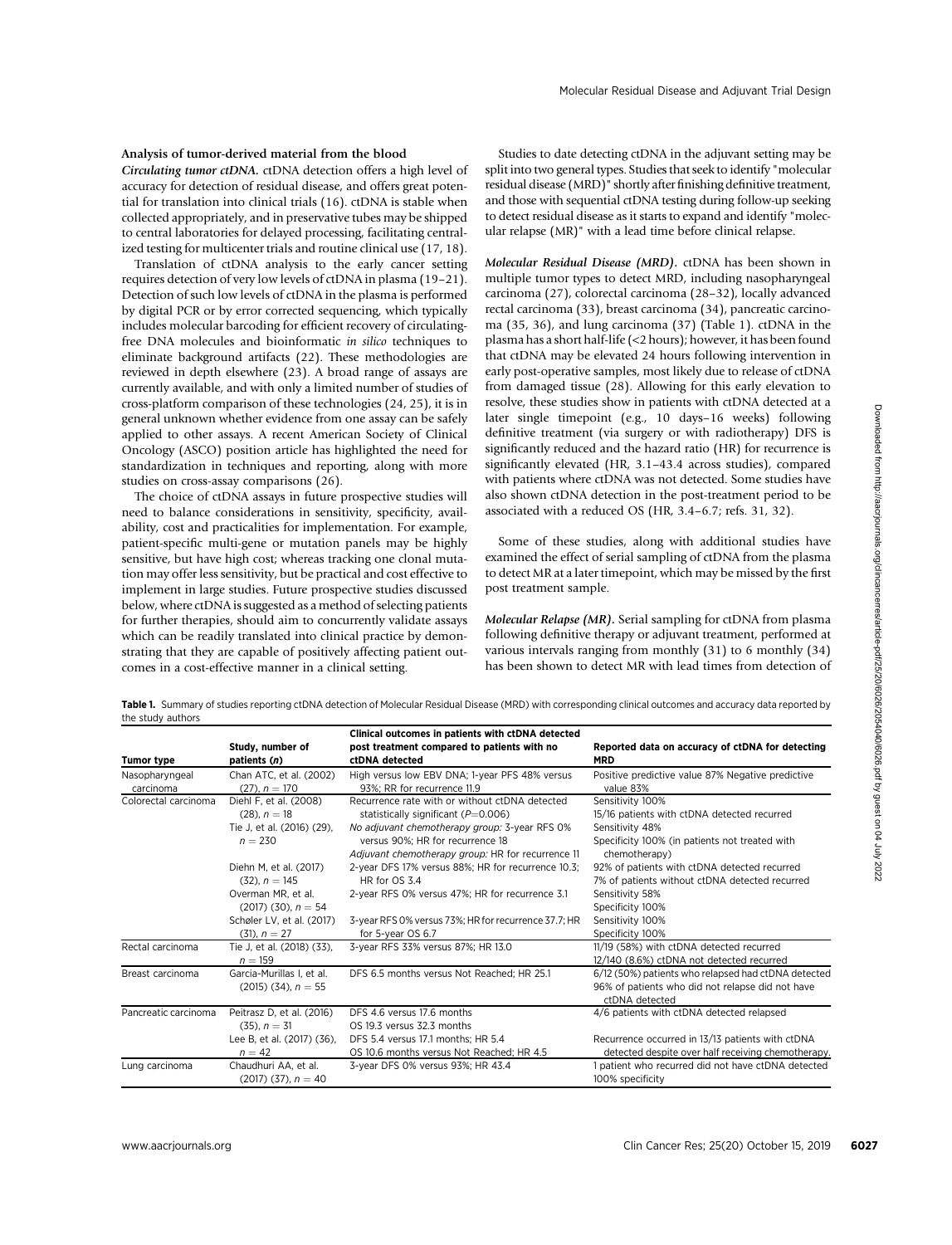### Analysis of tumor-derived material from the blood

***Circulating tumor ctDNA.*** ctDNA detection offers a high level of accuracy for detection of residual disease, and offers great potential for translation into clinical trials (16). ctDNA is stable when collected appropriately, and in preservative tubes may be shipped to central laboratories for delayed processing, facilitating centralized testing for multicenter trials and routine clinical use (17, 18).

Translation of ctDNA analysis to the early cancer setting requires detection of very low levels of ctDNA in plasma (19–21). Detection of such low levels of ctDNA in the plasma is performed by digital PCR or by error corrected sequencing, which typically includes molecular barcoding for efficient recovery of circulating-free DNA molecules and bioinformatic *in silico* techniques to eliminate background artifacts (22). These methodologies are reviewed in depth elsewhere (23). A broad range of assays are currently available, and with only a limited number of studies of cross-platform comparison of these technologies (24, 25), it is in general unknown whether evidence from one assay can be safely applied to other assays. A recent American Society of Clinical Oncology (ASCO) position article has highlighted the need for standardization in techniques and reporting, along with more studies on cross-assay comparisons (26).

The choice of ctDNA assays in future prospective studies will need to balance considerations in sensitivity, specificity, availability, cost and practicalities for implementation. For example, patient-specific multi-gene or mutation panels may be highly sensitive, but have high cost; whereas tracking one clonal mutation may offer less sensitivity, but be practical and cost effective to implement in large studies. Future prospective studies discussed below, where ctDNA is suggested as a method of selecting patients for further therapies, should aim to concurrently validate assays which can be readily translated into clinical practice by demonstrating that they are capable of positively affecting patient outcomes in a cost-effective manner in a clinical setting.

Studies to date detecting ctDNA in the adjuvant setting may be split into two general types. Studies that seek to identify "molecular residual disease (MRD)" shortly after finishing definitive treatment, and those with sequential ctDNA testing during follow-up seeking to detect residual disease as it starts to expand and identify "molecular relapse (MR)" with a lead time before clinical relapse.

***Molecular Residual Disease (MRD).*** ctDNA has been shown in multiple tumor types to detect MRD, including nasopharyngeal carcinoma (27), colorectal carcinoma (28–32), locally advanced rectal carcinoma (33), breast carcinoma (34), pancreatic carcinoma (35, 36), and lung carcinoma (37) (Table 1). ctDNA in the plasma has a short half-life (<2 hours); however, it has been found that ctDNA may be elevated 24 hours following intervention in early post-operative samples, most likely due to release of ctDNA from damaged tissue (28). Allowing for this early elevation to resolve, these studies show in patients with ctDNA detected at a later single timepoint (e.g., 10 days–16 weeks) following definitive treatment (via surgery or with radiotherapy) DFS is significantly reduced and the hazard ratio (HR) for recurrence is significantly elevated (HR, 3.1–43.4 across studies), compared with patients where ctDNA was not detected. Some studies have also shown ctDNA detection in the post-treatment period to be associated with a reduced OS (HR, 3.4–6.7; refs. 31, 32).

Some of these studies, along with additional studies have examined the effect of serial sampling of ctDNA from the plasma to detect MR at a later timepoint, which may be missed by the first post treatment sample.

***Molecular Relapse (MR).*** Serial sampling for ctDNA from plasma following definitive therapy or adjuvant treatment, performed at various intervals ranging from monthly (31) to 6 monthly (34) has been shown to detect MR with lead times from detection of

**Table 1.** Summary of studies reporting ctDNA detection of Molecular Residual Disease (MRD) with corresponding clinical outcomes and accuracy data reported by the study authors

| Tumor type | Study, number of patients (*n*) | Clinical outcomes in patients with ctDNA detected post treatment compared to patients with no ctDNA detected | Reported data on accuracy of ctDNA for detecting MRD |
|---|---|---|---|
| Nasopharyngeal carcinoma | Chan ATC, et al. (2002) (27), $n = 170$ | High versus low EBV DNA; 1-year PFS 48% versus 93%; RR for recurrence 11.9 | Positive predictive value 87% Negative predictive value 83% |
| Colorectal carcinoma | Diehl F, et al. (2008) (28), $n = 18$ | Recurrence rate with or without ctDNA detected statistically significant ($P=0.006$) | Sensitivity 100% 15/16 patients with ctDNA detected recurred |
| | Tie J, et al. (2016) (29), $n = 230$ | *No adjuvant chemotherapy group:* 3-year RFS 0% versus 90%; HR for recurrence 18 *Adjuvant chemotherapy group:* HR for recurrence 11 | Sensitivity 48% Specificity 100% (in patients not treated with chemotherapy) |
| | Diehn M, et al. (2017) (32), $n = 145$ | 2-year DFS 17% versus 88%; HR for recurrence 10.3; HR for OS 3.4 | 92% of patients with ctDNA detected recurred 7% of patients without ctDNA detected recurred |
| | Overman MR, et al. (2017) (30), $n = 54$ | 2-year RFS 0% versus 47%; HR for recurrence 3.1 | Sensitivity 58% Specificity 100% |
| | Schøler LV, et al. (2017) (31), $n = 27$ | 3-year RFS 0% versus 73%; HR for recurrence 37.7; HR for 5-year OS 6.7 | Sensitivity 100% Specificity 100% |
| Rectal carcinoma | Tie J, et al. (2018) (33), $n = 159$ | 3-year RFS 33% versus 87%; HR 13.0 | 11/19 (58%) with ctDNA detected recurred 12/140 (8.6%) ctDNA not detected recurred |
| Breast carcinoma | Garcia-Murillas I, et al. (2015) (34), $n = 55$ | DFS 6.5 months versus Not Reached; HR 25.1 | 6/12 (50%) patients who relapsed had ctDNA detected 96% of patients who did not relapse did not have ctDNA detected |
| Pancreatic carcinoma | Peitrasz D, et al. (2016) (35), $n = 31$ | DFS 4.6 versus 17.6 months OS 19.3 versus 32.3 months | 4/6 patients with ctDNA detected relapsed |
| | Lee B, et al. (2017) (36), $n = 42$ | DFS 5.4 versus 17.1 months; HR 5.4 OS 10.6 months versus Not Reached; HR 4.5 | Recurrence occurred in 13/13 patients with ctDNA detected despite over half receiving chemotherapy. |
| Lung carcinoma | Chaudhuri AA, et al. (2017) (37), $n = 40$ | 3-year DFS 0% versus 93%; HR 43.4 | 1 patient who recurred did not have ctDNA detected 100% specificity |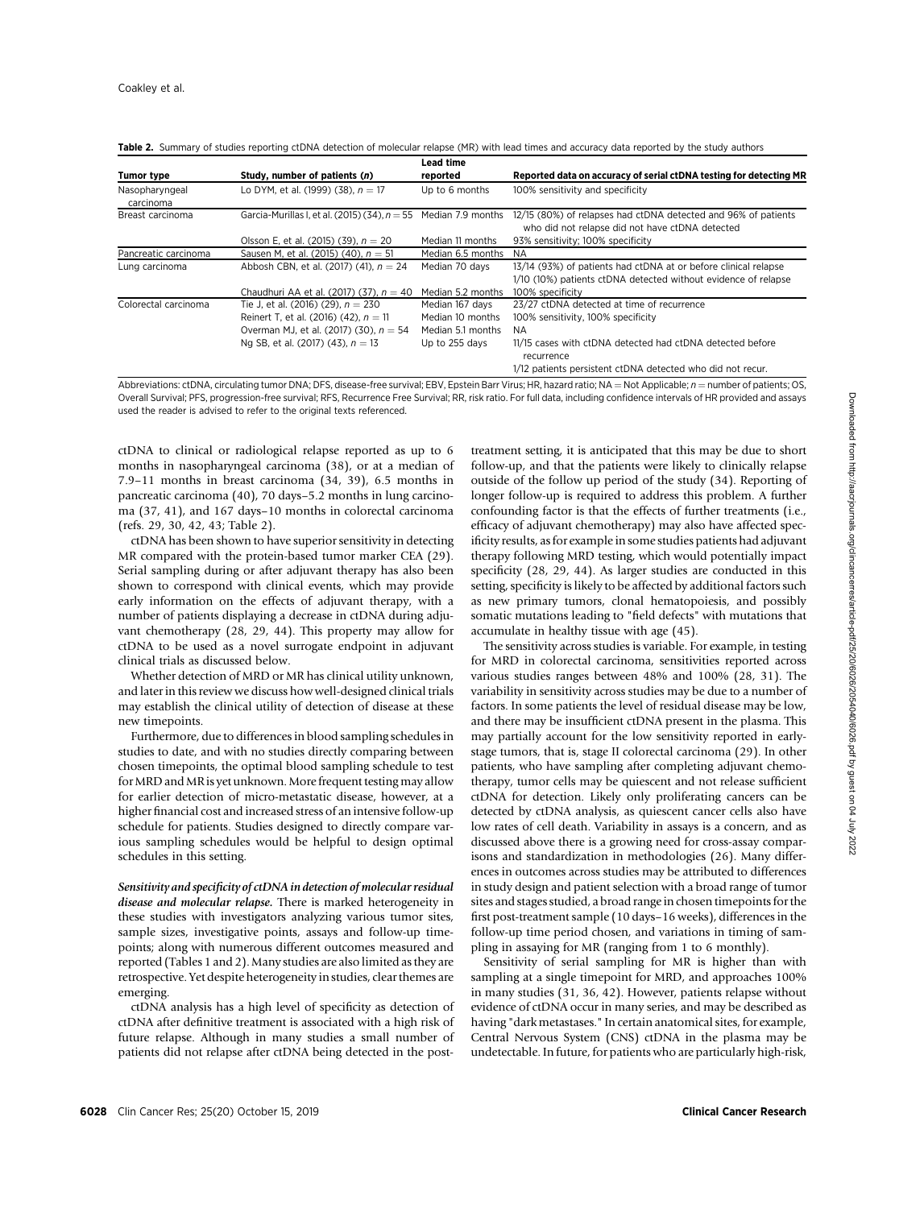**Table 2.** Summary of studies reporting ctDNA detection of molecular relapse (MR) with lead times and accuracy data reported by the study authors

| Tumor type | Study, number of patients (*n*) | Lead time reported | Reported data on accuracy of serial ctDNA testing for detecting MR |
|---|---|---|---|
| Nasopharyngeal carcinoma | Lo DYM, et al. (1999) (38), *n* = 17 | Up to 6 months | 100% sensitivity and specificity |
| Breast carcinoma | Garcia-Murillas I, et al. (2015) (34), *n* = 55 | Median 7.9 months | 12/15 (80%) of relapses had ctDNA detected and 96% of patients who did not relapse did not have ctDNA detected |
| | Olsson E, et al. (2015) (39), *n* = 20 | Median 11 months | 93% sensitivity; 100% specificity |
| Pancreatic carcinoma | Sausen M, et al. (2015) (40), *n* = 51 | Median 6.5 months | NA |
| Lung carcinoma | Abbosh CBN, et al. (2017) (41), *n* = 24 | Median 70 days | 13/14 (93%) of patients had ctDNA at or before clinical relapse 1/10 (10%) patients ctDNA detected without evidence of relapse |
| | Chaudhuri AA et al. (2017) (37), *n* = 40 | Median 5.2 months | 100% specificity |
| Colorectal carcinoma | Tie J, et al. (2016) (29), *n* = 230 | Median 167 days | 23/27 ctDNA detected at time of recurrence |
| | Reinert T, et al. (2016) (42), *n* = 11 | Median 10 months | 100% sensitivity, 100% specificity |
| | Overman MJ, et al. (2017) (30), *n* = 54 | Median 5.1 months | NA |
| | Ng SB, et al. (2017) (43), *n* = 13 | Up to 255 days | 11/15 cases with ctDNA detected had ctDNA detected before recurrence 1/12 patients persistent ctDNA detected who did not recur. |

Abbreviations: ctDNA, circulating tumor DNA; DFS, disease-free survival; EBV, Epstein Barr Virus; HR, hazard ratio; NA = Not Applicable; *n* = number of patients; OS, Overall Survival; PFS, progression-free survival; RFS, Recurrence Free Survival; RR, risk ratio. For full data, including confidence intervals of HR provided and assays used the reader is advised to refer to the original texts referenced.

ctDNA to clinical or radiological relapse reported as up to 6 months in nasopharyngeal carcinoma (38), or at a median of 7.9–11 months in breast carcinoma (34, 39), 6.5 months in pancreatic carcinoma (40), 70 days–5.2 months in lung carcinoma (37, 41), and 167 days–10 months in colorectal carcinoma (refs. 29, 30, 42, 43; Table 2).

ctDNA has been shown to have superior sensitivity in detecting MR compared with the protein-based tumor marker CEA (29). Serial sampling during or after adjuvant therapy has also been shown to correspond with clinical events, which may provide early information on the effects of adjuvant therapy, with a number of patients displaying a decrease in ctDNA during adjuvant chemotherapy (28, 29, 44). This property may allow for ctDNA to be used as a novel surrogate endpoint in adjuvant clinical trials as discussed below.

Whether detection of MRD or MR has clinical utility unknown, and later in this review we discuss how well-designed clinical trials may establish the clinical utility of detection of disease at these new timepoints.

Furthermore, due to differences in blood sampling schedules in studies to date, and with no studies directly comparing between chosen timepoints, the optimal blood sampling schedule to test for MRD and MR is yet unknown. More frequent testing may allow for earlier detection of micro-metastatic disease, however, at a higher financial cost and increased stress of an intensive follow-up schedule for patients. Studies designed to directly compare various sampling schedules would be helpful to design optimal schedules in this setting.

***Sensitivity and specificity of ctDNA in detection of molecular residual disease and molecular relapse.*** There is marked heterogeneity in these studies with investigators analyzing various tumor sites, sample sizes, investigative points, assays and follow-up timepoints; along with numerous different outcomes measured and reported (Tables 1 and 2). Many studies are also limited as they are retrospective. Yet despite heterogeneity in studies, clear themes are emerging.

ctDNA analysis has a high level of specificity as detection of ctDNA after definitive treatment is associated with a high risk of future relapse. Although in many studies a small number of patients did not relapse after ctDNA being detected in the post-treatment setting, it is anticipated that this may be due to short follow-up, and that the patients were likely to clinically relapse outside of the follow up period of the study (34). Reporting of longer follow-up is required to address this problem. A further confounding factor is that the effects of further treatments (i.e., efficacy of adjuvant chemotherapy) may also have affected specificity results, as for example in some studies patients had adjuvant therapy following MRD testing, which would potentially impact specificity (28, 29, 44). As larger studies are conducted in this setting, specificity is likely to be affected by additional factors such as new primary tumors, clonal hematopoiesis, and possibly somatic mutations leading to "field defects" with mutations that accumulate in healthy tissue with age (45).

The sensitivity across studies is variable. For example, in testing for MRD in colorectal carcinoma, sensitivities reported across various studies ranges between 48% and 100% (28, 31). The variability in sensitivity across studies may be due to a number of factors. In some patients the level of residual disease may be low, and there may be insufficient ctDNA present in the plasma. This may partially account for the low sensitivity reported in early-stage tumors, that is, stage II colorectal carcinoma (29). In other patients, who have sampling after completing adjuvant chemotherapy, tumor cells may be quiescent and not release sufficient ctDNA for detection. Likely only proliferating cancers can be detected by ctDNA analysis, as quiescent cancer cells also have low rates of cell death. Variability in assays is a concern, and as discussed above there is a growing need for cross-assay comparisons and standardization in methodologies (26). Many differences in outcomes across studies may be attributed to differences in study design and patient selection with a broad range of tumor sites and stages studied, a broad range in chosen timepoints for the first post-treatment sample (10 days–16 weeks), differences in the follow-up time period chosen, and variations in timing of sampling in assaying for MR (ranging from 1 to 6 monthly).

Sensitivity of serial sampling for MR is higher than with sampling at a single timepoint for MRD, and approaches 100% in many studies (31, 36, 42). However, patients relapse without evidence of ctDNA occur in many series, and may be described as having "dark metastases." In certain anatomical sites, for example, Central Nervous System (CNS) ctDNA in the plasma may be undetectable. In future, for patients who are particularly high-risk,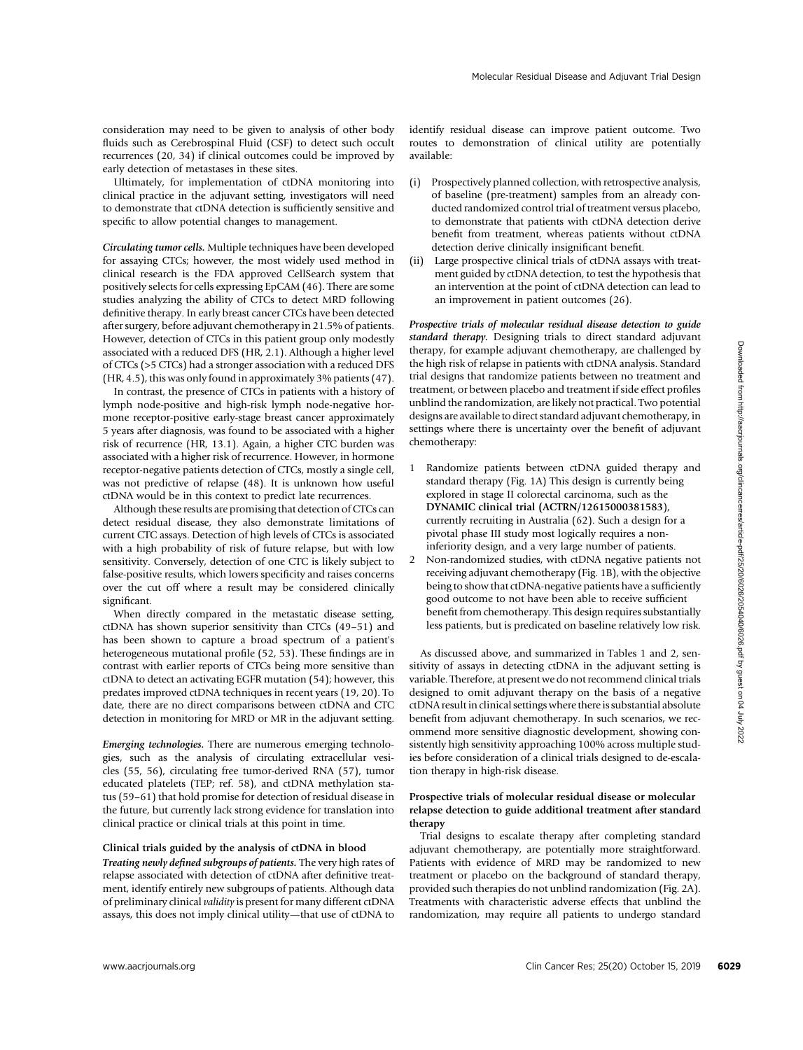consideration may need to be given to analysis of other body fluids such as Cerebrospinal Fluid (CSF) to detect such occult recurrences (20, 34) if clinical outcomes could be improved by early detection of metastases in these sites.

Ultimately, for implementation of ctDNA monitoring into clinical practice in the adjuvant setting, investigators will need to demonstrate that ctDNA detection is sufficiently sensitive and specific to allow potential changes to management.

***Circulating tumor cells.*** Multiple techniques have been developed for assaying CTCs; however, the most widely used method in clinical research is the FDA approved CellSearch system that positively selects for cells expressing EpCAM (46). There are some studies analyzing the ability of CTCs to detect MRD following definitive therapy. In early breast cancer CTCs have been detected after surgery, before adjuvant chemotherapy in 21.5% of patients. However, detection of CTCs in this patient group only modestly associated with a reduced DFS (HR, 2.1). Although a higher level of CTCs (>5 CTCs) had a stronger association with a reduced DFS (HR, 4.5), this was only found in approximately 3% patients (47).

In contrast, the presence of CTCs in patients with a history of lymph node-positive and high-risk lymph node-negative hormone receptor-positive early-stage breast cancer approximately 5 years after diagnosis, was found to be associated with a higher risk of recurrence (HR, 13.1). Again, a higher CTC burden was associated with a higher risk of recurrence. However, in hormone receptor-negative patients detection of CTCs, mostly a single cell, was not predictive of relapse (48). It is unknown how useful ctDNA would be in this context to predict late recurrences.

Although these results are promising that detection of CTCs can detect residual disease, they also demonstrate limitations of current CTC assays. Detection of high levels of CTCs is associated with a high probability of risk of future relapse, but with low sensitivity. Conversely, detection of one CTC is likely subject to false-positive results, which lowers specificity and raises concerns over the cut off where a result may be considered clinically significant.

When directly compared in the metastatic disease setting, ctDNA has shown superior sensitivity than CTCs (49–51) and has been shown to capture a broad spectrum of a patient's heterogeneous mutational profile (52, 53). These findings are in contrast with earlier reports of CTCs being more sensitive than ctDNA to detect an activating EGFR mutation (54); however, this predates improved ctDNA techniques in recent years (19, 20). To date, there are no direct comparisons between ctDNA and CTC detection in monitoring for MRD or MR in the adjuvant setting.

***Emerging technologies.*** There are numerous emerging technologies, such as the analysis of circulating extracellular vesicles (55, 56), circulating free tumor-derived RNA (57), tumor educated platelets (TEP; ref. 58), and ctDNA methylation status (59–61) that hold promise for detection of residual disease in the future, but currently lack strong evidence for translation into clinical practice or clinical trials at this point in time.

### Clinical trials guided by the analysis of ctDNA in blood

***Treating newly defined subgroups of patients.*** The very high rates of relapse associated with detection of ctDNA after definitive treatment, identify entirely new subgroups of patients. Although data of preliminary clinical *validity* is present for many different ctDNA assays, this does not imply clinical utility—that use of ctDNA to identify residual disease can improve patient outcome. Two routes to demonstration of clinical utility are potentially available:

(i) Prospectively planned collection, with retrospective analysis, of baseline (pre-treatment) samples from an already conducted randomized control trial of treatment versus placebo, to demonstrate that patients with ctDNA detection derive benefit from treatment, whereas patients without ctDNA detection derive clinically insignificant benefit.
(ii) Large prospective clinical trials of ctDNA assays with treatment guided by ctDNA detection, to test the hypothesis that an intervention at the point of ctDNA detection can lead to an improvement in patient outcomes (26).

***Prospective trials of molecular residual disease detection to guide standard therapy.*** Designing trials to direct standard adjuvant therapy, for example adjuvant chemotherapy, are challenged by the high risk of relapse in patients with ctDNA analysis. Standard trial designs that randomize patients between no treatment and treatment, or between placebo and treatment if side effect profiles unblind the randomization, are likely not practical. Two potential designs are available to direct standard adjuvant chemotherapy, in settings where there is uncertainty over the benefit of adjuvant chemotherapy:

1. Randomize patients between ctDNA guided therapy and standard therapy (Fig. 1A) This design is currently being explored in stage II colorectal carcinoma, such as the **DYNAMIC clinical trial (ACTRN/12615000381583)**, currently recruiting in Australia (62). Such a design for a pivotal phase III study most logically requires a non-inferiority design, and a very large number of patients.
2. Non-randomized studies, with ctDNA negative patients not receiving adjuvant chemotherapy (Fig. 1B), with the objective being to show that ctDNA-negative patients have a sufficiently good outcome to not have been able to receive sufficient benefit from chemotherapy. This design requires substantially less patients, but is predicated on baseline relatively low risk.

As discussed above, and summarized in Tables 1 and 2, sensitivity of assays in detecting ctDNA in the adjuvant setting is variable. Therefore, at present we do not recommend clinical trials designed to omit adjuvant therapy on the basis of a negative ctDNA result in clinical settings where there is substantial absolute benefit from adjuvant chemotherapy. In such scenarios, we recommend more sensitive diagnostic development, showing consistently high sensitivity approaching 100% across multiple studies before consideration of a clinical trials designed to de-escalation therapy in high-risk disease.

### Prospective trials of molecular residual disease or molecular relapse detection to guide additional treatment after standard therapy

Trial designs to escalate therapy after completing standard adjuvant chemotherapy, are potentially more straightforward. Patients with evidence of MRD may be randomized to new treatment or placebo on the background of standard therapy, provided such therapies do not unblind randomization (Fig. 2A). Treatments with characteristic adverse effects that unblind the randomization, may require all patients to undergo standard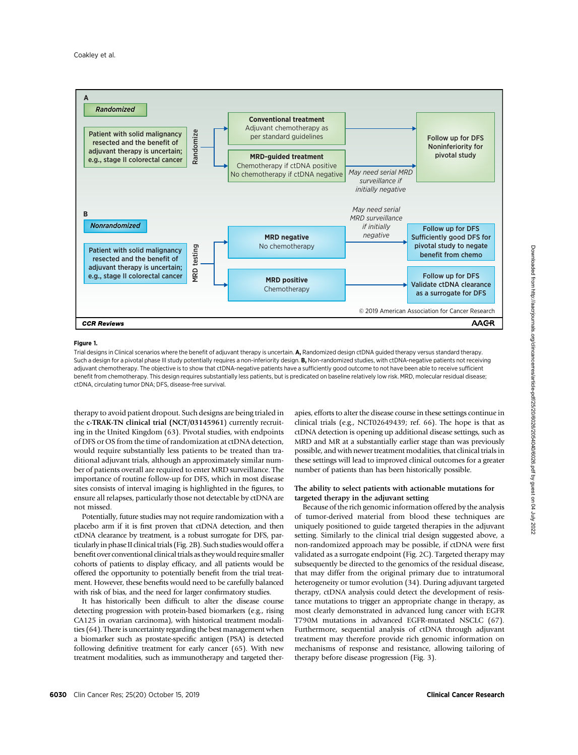**A**

*Randomized*

Patient with solid malignancy resected and the benefit of adjuvant therapy is uncertain; e.g., stage II colorectal cancer

Randomize

**Conventional treatment**
Adjuvant chemotherapy as per standard guidelines

**MRD-guided treatment**
Chemotherapy if ctDNA positive
No chemotherapy if ctDNA negative

*May need serial MRD surveillance if initially negative*

Follow up for DFS
Noninferiority for pivotal study

**B**

*Nonrandomized*

Patient with solid malignancy resected and the benefit of adjuvant therapy is uncertain; e.g., stage II colorectal cancer

MRD testing

**MRD negative**
No chemotherapy

*May need serial MRD surveillance if initially negative*

Follow up for DFS
Sufficiently good DFS for pivotal study to negate benefit from chemo

**MRD positive**
Chemotherapy

Follow up for DFS
Validate ctDNA clearance as a surrogate for DFS

© 2019 American Association for Cancer Research

**Figure 1.**

Trial designs in Clinical scenarios where the benefit of adjuvant therapy is uncertain. **A,** Randomized design ctDNA guided therapy versus standard therapy. Such a design for a pivotal phase III study potentially requires a non-inferiority design. **B,** Non-randomized studies, with ctDNA-negative patients not receiving adjuvant chemotherapy. The objective is to show that ctDNA-negative patients have a sufficiently good outcome to not have been able to receive sufficient benefit from chemotherapy. This design requires substantially less patients, but is predicated on baseline relatively low risk. MRD, molecular residual disease; ctDNA, circulating tumor DNA; DFS, disease-free survival.

therapy to avoid patient dropout. Such designs are being trialed in the **c-TRAK-TN clinical trial (NCT/03145961)** currently recruiting in the United Kingdom (63). Pivotal studies, with endpoints of DFS or OS from the time of randomization at ctDNA detection, would require substantially less patients to be treated than traditional adjuvant trials, although an approximately similar number of patients overall are required to enter MRD surveillance. The importance of routine follow-up for DFS, which in most disease sites consists of interval imaging is highlighted in the figures, to ensure all relapses, particularly those not detectable by ctDNA are not missed.

Potentially, future studies may not require randomization with a placebo arm if it is first proven that ctDNA detection, and then ctDNA clearance by treatment, is a robust surrogate for DFS, particularly in phase II clinical trials (Fig. 2B). Such studies would offer a benefit over conventional clinical trials as they would require smaller cohorts of patients to display efficacy, and all patients would be offered the opportunity to potentially benefit from the trial treatment. However, these benefits would need to be carefully balanced with risk of bias, and the need for larger confirmatory studies.

It has historically been difficult to alter the disease course detecting progression with protein-based biomarkers (e.g., rising CA125 in ovarian carcinoma), with historical treatment modalities (64). There is uncertainty regarding the best management when a biomarker such as prostate-specific antigen (PSA) is detected following definitive treatment for early cancer (65). With new treatment modalities, such as immunotherapy and targeted therapies, efforts to alter the disease course in these settings continue in clinical trials (e.g., NCT02649439; ref. 66). The hope is that as ctDNA detection is opening up additional disease settings, such as MRD and MR at a substantially earlier stage than was previously possible, and with newer treatment modalities, that clinical trials in these settings will lead to improved clinical outcomes for a greater number of patients than has been historically possible.

### The ability to select patients with actionable mutations for targeted therapy in the adjuvant setting

Because of the rich genomic information offered by the analysis of tumor-derived material from blood these techniques are uniquely positioned to guide targeted therapies in the adjuvant setting. Similarly to the clinical trial design suggested above, a non-randomized approach may be possible, if ctDNA were first validated as a surrogate endpoint (Fig. 2C). Targeted therapy may subsequently be directed to the genomics of the residual disease, that may differ from the original primary due to intratumoral heterogeneity or tumor evolution (34). During adjuvant targeted therapy, ctDNA analysis could detect the development of resistance mutations to trigger an appropriate change in therapy, as most clearly demonstrated in advanced lung cancer with EGFR T790M mutations in advanced EGFR-mutated NSCLC (67). Furthermore, sequential analysis of ctDNA through adjuvant treatment may therefore provide rich genomic information on mechanisms of response and resistance, allowing tailoring of therapy before disease progression (Fig. 3).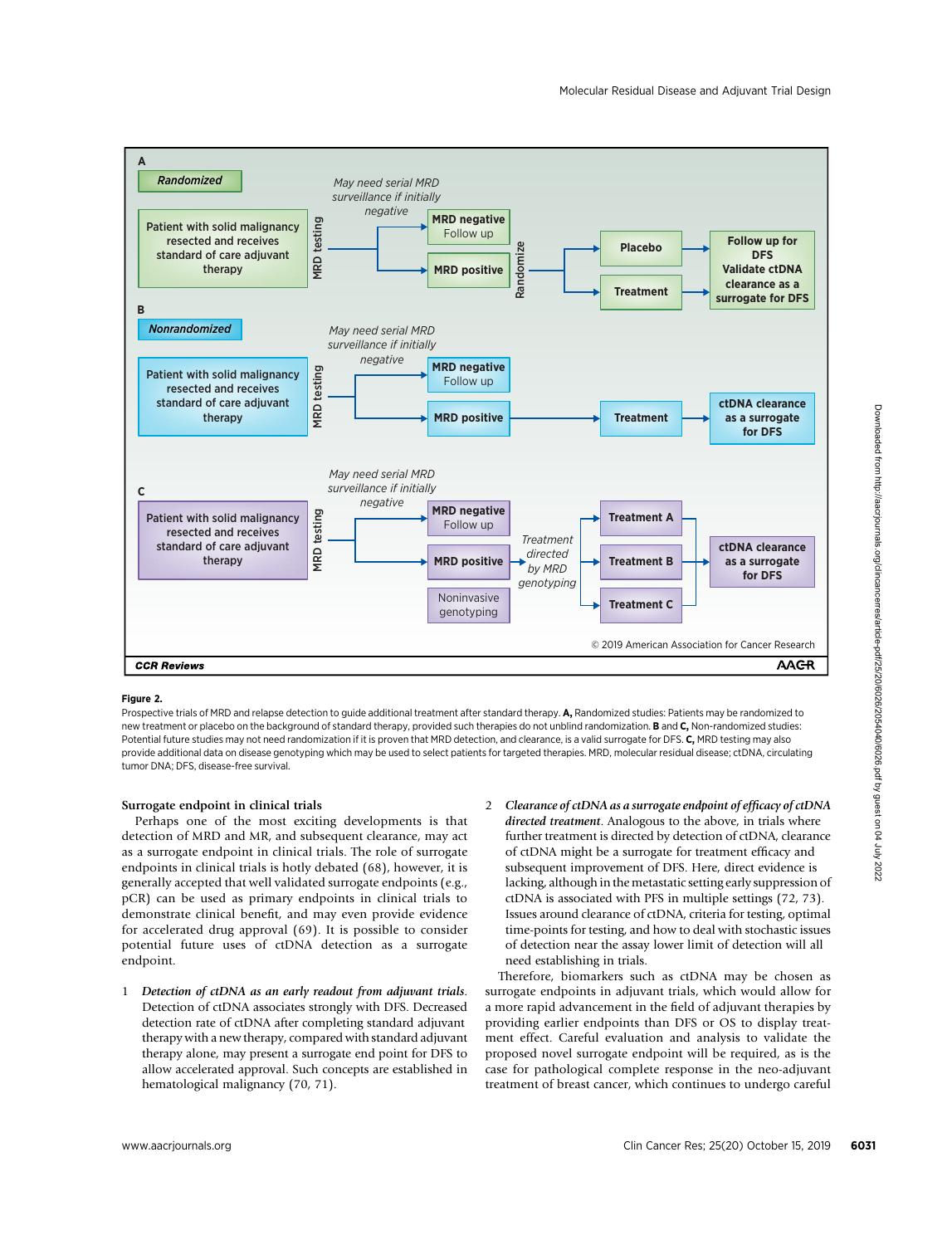**Figure 2.**

Prospective trials of MRD and relapse detection to guide additional treatment after standard therapy. **A,** Randomized studies: Patients may be randomized to new treatment or placebo on the background of standard therapy, provided such therapies do not unblind randomization. **B** and **C,** Non-randomized studies: Potential future studies may not need randomization if it is proven that MRD detection, and clearance, is a valid surrogate for DFS. **C,** MRD testing may also provide additional data on disease genotyping which may be used to select patients for targeted therapies. MRD, molecular residual disease; ctDNA, circulating tumor DNA; DFS, disease-free survival.

### Surrogate endpoint in clinical trials

Perhaps one of the most exciting developments is that detection of MRD and MR, and subsequent clearance, may act as a surrogate endpoint in clinical trials. The role of surrogate endpoints in clinical trials is hotly debated (68), however, it is generally accepted that well validated surrogate endpoints (e.g., pCR) can be used as primary endpoints in clinical trials to demonstrate clinical benefit, and may even provide evidence for accelerated drug approval (69). It is possible to consider potential future uses of ctDNA detection as a surrogate endpoint.

1. *Detection of ctDNA as an early readout from adjuvant trials*. Detection of ctDNA associates strongly with DFS. Decreased detection rate of ctDNA after completing standard adjuvant therapy with a new therapy, compared with standard adjuvant therapy alone, may present a surrogate end point for DFS to allow accelerated approval. Such concepts are established in hematological malignancy (70, 71).
2. *Clearance of ctDNA as a surrogate endpoint of efficacy of ctDNA directed treatment*. Analogous to the above, in trials where further treatment is directed by detection of ctDNA, clearance of ctDNA might be a surrogate for treatment efficacy and subsequent improvement of DFS. Here, direct evidence is lacking, although in the metastatic setting early suppression of ctDNA is associated with PFS in multiple settings (72, 73). Issues around clearance of ctDNA, criteria for testing, optimal time-points for testing, and how to deal with stochastic issues of detection near the assay lower limit of detection will all need establishing in trials.

Therefore, biomarkers such as ctDNA may be chosen as surrogate endpoints in adjuvant trials, which would allow for a more rapid advancement in the field of adjuvant therapies by providing earlier endpoints than DFS or OS to display treatment effect. Careful evaluation and analysis to validate the proposed novel surrogate endpoint will be required, as is the case for pathological complete response in the neo-adjuvant treatment of breast cancer, which continues to undergo careful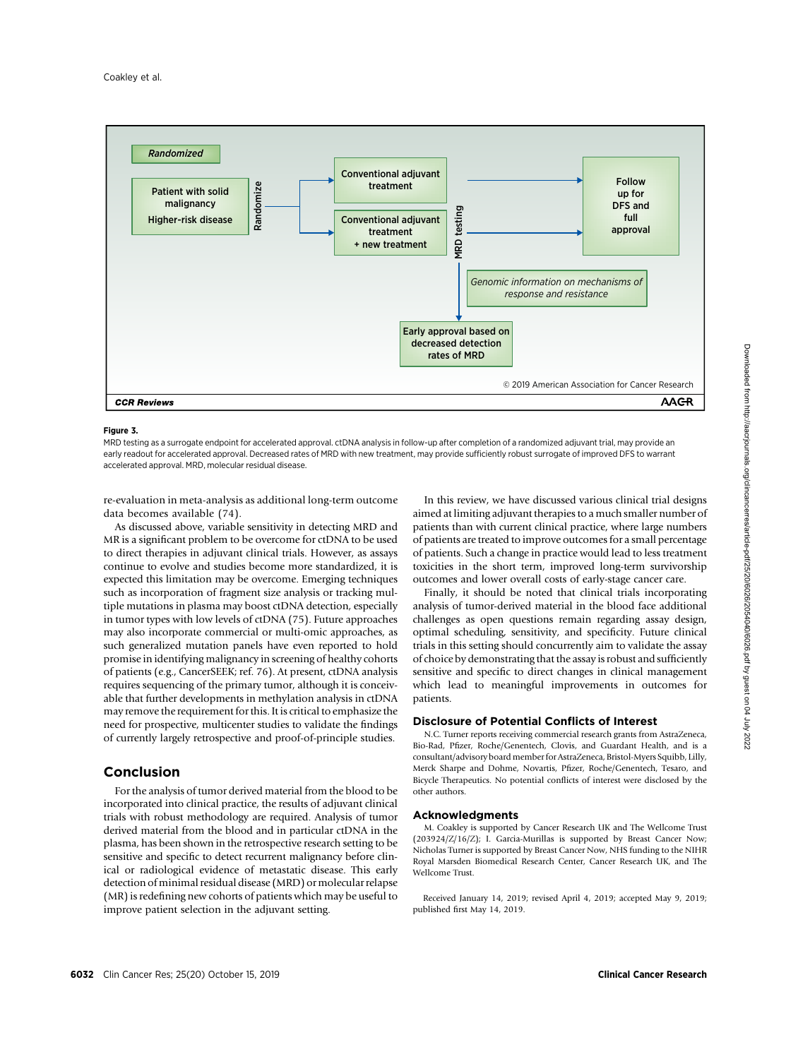**Figure 3.**

MRD testing as a surrogate endpoint for accelerated approval. ctDNA analysis in follow-up after completion of a randomized adjuvant trial, may provide an early readout for accelerated approval. Decreased rates of MRD with new treatment, may provide sufficiently robust surrogate of improved DFS to warrant accelerated approval. MRD, molecular residual disease.

re-evaluation in meta-analysis as additional long-term outcome data becomes available (74).

As discussed above, variable sensitivity in detecting MRD and MR is a significant problem to be overcome for ctDNA to be used to direct therapies in adjuvant clinical trials. However, as assays continue to evolve and studies become more standardized, it is expected this limitation may be overcome. Emerging techniques such as incorporation of fragment size analysis or tracking multiple mutations in plasma may boost ctDNA detection, especially in tumor types with low levels of ctDNA (75). Future approaches may also incorporate commercial or multi-omic approaches, as such generalized mutation panels have even reported to hold promise in identifying malignancy in screening of healthy cohorts of patients (e.g., CancerSEEK; ref. 76). At present, ctDNA analysis requires sequencing of the primary tumor, although it is conceivable that further developments in methylation analysis in ctDNA may remove the requirement for this. It is critical to emphasize the need for prospective, multicenter studies to validate the findings of currently largely retrospective and proof-of-principle studies.

## Conclusion

For the analysis of tumor derived material from the blood to be incorporated into clinical practice, the results of adjuvant clinical trials with robust methodology are required. Analysis of tumor derived material from the blood and in particular ctDNA in the plasma, has been shown in the retrospective research setting to be sensitive and specific to detect recurrent malignancy before clinical or radiological evidence of metastatic disease. This early detection of minimal residual disease (MRD) or molecular relapse (MR) is redefining new cohorts of patients which may be useful to improve patient selection in the adjuvant setting.

In this review, we have discussed various clinical trial designs aimed at limiting adjuvant therapies to a much smaller number of patients than with current clinical practice, where large numbers of patients are treated to improve outcomes for a small percentage of patients. Such a change in practice would lead to less treatment toxicities in the short term, improved long-term survivorship outcomes and lower overall costs of early-stage cancer care.

Finally, it should be noted that clinical trials incorporating analysis of tumor-derived material in the blood face additional challenges as open questions remain regarding assay design, optimal scheduling, sensitivity, and specificity. Future clinical trials in this setting should concurrently aim to validate the assay of choice by demonstrating that the assay is robust and sufficiently sensitive and specific to direct changes in clinical management which lead to meaningful improvements in outcomes for patients.

## Disclosure of Potential Conflicts of Interest

N.C. Turner reports receiving commercial research grants from AstraZeneca, Bio-Rad, Pfizer, Roche/Genentech, Clovis, and Guardant Health, and is a consultant/advisory board member for AstraZeneca, Bristol-Myers Squibb, Lilly, Merck Sharpe and Dohme, Novartis, Pfizer, Roche/Genentech, Tesaro, and Bicycle Therapeutics. No potential conflicts of interest were disclosed by the other authors.

## Acknowledgments

M. Coakley is supported by Cancer Research UK and The Wellcome Trust (203924/Z/16/Z); I. Garcia-Murillas is supported by Breast Cancer Now; Nicholas Turner is supported by Breast Cancer Now, NHS funding to the NIHR Royal Marsden Biomedical Research Center, Cancer Research UK, and The Wellcome Trust.

Received January 14, 2019; revised April 4, 2019; accepted May 9, 2019; published first May 14, 2019.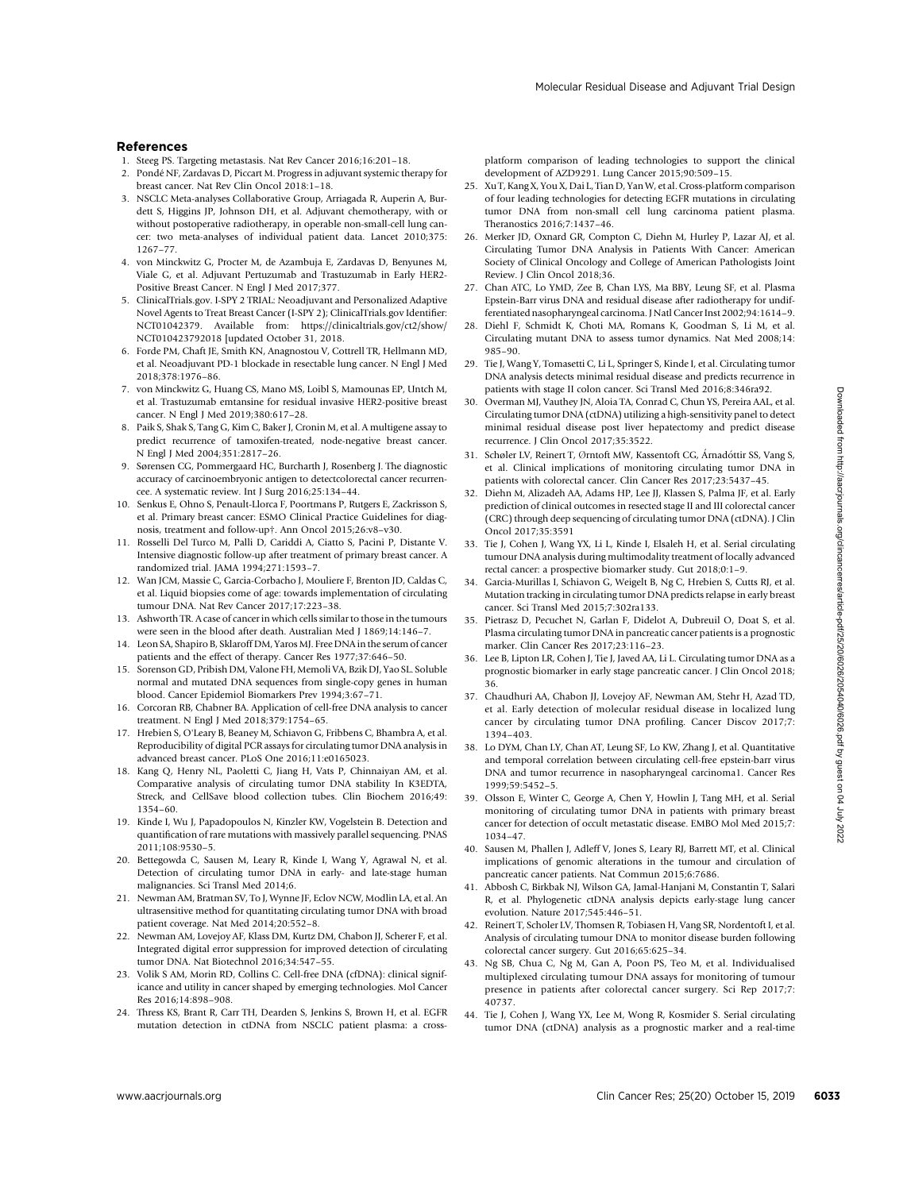## References

1. Steeg PS. Targeting metastasis. Nat Rev Cancer 2016;16:201–18.
2. Pondé NF, Zardavas D, Piccart M. Progress in adjuvant systemic therapy for breast cancer. Nat Rev Clin Oncol 2018:1–18.
3. NSCLC Meta-analyses Collaborative Group, Arriagada R, Auperin A, Burdett S, Higgins JP, Johnson DH, et al. Adjuvant chemotherapy, with or without postoperative radiotherapy, in operable non-small-cell lung cancer: two meta-analyses of individual patient data. Lancet 2010;375:1267–77.
4. von Minckwitz G, Procter M, de Azambuja E, Zardavas D, Benyunes M, Viale G, et al. Adjuvant Pertuzumab and Trastuzumab in Early HER2-Positive Breast Cancer. N Engl J Med 2017;377.
5. ClinicalTrials.gov. I-SPY 2 TRIAL: Neoadjuvant and Personalized Adaptive Novel Agents to Treat Breast Cancer (I-SPY 2); ClinicalTrials.gov Identifier: NCT01042379. Available from: https://clinicaltrials.gov/ct2/show/NCT010423792018 [updated October 31, 2018.
6. Forde PM, Chaft JE, Smith KN, Anagnostou V, Cottrell TR, Hellmann MD, et al. Neoadjuvant PD-1 blockade in resectable lung cancer. N Engl J Med 2018;378:1976–86.
7. von Minckwitz G, Huang CS, Mano MS, Loibl S, Mamounas EP, Untch M, et al. Trastuzumab emtansine for residual invasive HER2-positive breast cancer. N Engl J Med 2019;380:617–28.
8. Paik S, Shak S, Tang G, Kim C, Baker J, Cronin M, et al. A multigene assay to predict recurrence of tamoxifen-treated, node-negative breast cancer. N Engl J Med 2004;351:2817–26.
9. Sørensen CG, Pommergaard HC, Burcharth J, Rosenberg J. The diagnostic accuracy of carcinoembryonic antigen to detectcolorectal cancer recurrencee. A systematic review. Int J Surg 2016;25:134–44.
10. Senkus E, Ohno S, Penault-Llorca F, Poortmans P, Rutgers E, Zackrisson S, et al. Primary breast cancer: ESMO Clinical Practice Guidelines for diagnosis, treatment and follow-up†. Ann Oncol 2015;26:v8–v30.
11. Rosselli Del Turco M, Palli D, Cariddi A, Ciatto S, Pacini P, Distante V. Intensive diagnostic follow-up after treatment of primary breast cancer. A randomized trial. JAMA 1994;271:1593–7.
12. Wan JCM, Massie C, Garcia-Corbacho J, Mouliere F, Brenton JD, Caldas C, et al. Liquid biopsies come of age: towards implementation of circulating tumour DNA. Nat Rev Cancer 2017;17:223–38.
13. Ashworth TR. A case of cancer in which cells similar to those in the tumours were seen in the blood after death. Australian Med J 1869;14:146–7.
14. Leon SA, Shapiro B, Sklaroff DM, Yaros MJ. Free DNA in the serum of cancer patients and the effect of therapy. Cancer Res 1977;37:646–50.
15. Sorenson GD, Pribish DM, Valone FH, Memoli VA, Bzik DJ, Yao SL. Soluble normal and mutated DNA sequences from single-copy genes in human blood. Cancer Epidemiol Biomarkers Prev 1994;3:67–71.
16. Corcoran RB, Chabner BA. Application of cell-free DNA analysis to cancer treatment. N Engl J Med 2018;379:1754–65.
17. Hrebien S, O'Leary B, Beaney M, Schiavon G, Fribbens C, Bhambra A, et al. Reproducibility of digital PCR assays for circulating tumor DNA analysis in advanced breast cancer. PLoS One 2016;11:e0165023.
18. Kang Q, Henry NL, Paoletti C, Jiang H, Vats P, Chinnaiyan AM, et al. Comparative analysis of circulating tumor DNA stability In K3EDTA, Streck, and CellSave blood collection tubes. Clin Biochem 2016;49:1354–60.
19. Kinde I, Wu J, Papadopoulos N, Kinzler KW, Vogelstein B. Detection and quantification of rare mutations with massively parallel sequencing. PNAS 2011;108:9530–5.
20. Bettegowda C, Sausen M, Leary R, Kinde I, Wang Y, Agrawal N, et al. Detection of circulating tumor DNA in early- and late-stage human malignancies. Sci Transl Med 2014;6.
21. Newman AM, Bratman SV, To J, Wynne JF, Eclov NCW, Modlin LA, et al. An ultrasensitive method for quantitating circulating tumor DNA with broad patient coverage. Nat Med 2014;20:552–8.
22. Newman AM, Lovejoy AF, Klass DM, Kurtz DM, Chabon JJ, Scherer F, et al. Integrated digital error suppression for improved detection of circulating tumor DNA. Nat Biotechnol 2016;34:547–55.
23. Volik S AM, Morin RD, Collins C. Cell-free DNA (cfDNA): clinical significance and utility in cancer shaped by emerging technologies. Mol Cancer Res 2016;14:898–908.
24. Thress KS, Brant R, Carr TH, Dearden S, Jenkins S, Brown H, et al. EGFR mutation detection in ctDNA from NSCLC patient plasma: a cross-platform comparison of leading technologies to support the clinical development of AZD9291. Lung Cancer 2015;90:509–15.
25. Xu T, Kang X, You X, Dai L, Tian D, Yan W, et al. Cross-platform comparison of four leading technologies for detecting EGFR mutations in circulating tumor DNA from non-small cell lung carcinoma patient plasma. Theranostics 2016;7:1437–46.
26. Merker JD, Oxnard GR, Compton C, Diehn M, Hurley P, Lazar AJ, et al. Circulating Tumor DNA Analysis in Patients With Cancer: American Society of Clinical Oncology and College of American Pathologists Joint Review. J Clin Oncol 2018;36.
27. Chan ATC, Lo YMD, Zee B, Chan LYS, Ma BBY, Leung SF, et al. Plasma Epstein-Barr virus DNA and residual disease after radiotherapy for undifferentiated nasopharyngeal carcinoma. J Natl Cancer Inst 2002;94:1614–9.
28. Diehl F, Schmidt K, Choti MA, Romans K, Goodman S, Li M, et al. Circulating mutant DNA to assess tumor dynamics. Nat Med 2008;14:985–90.
29. Tie J, Wang Y, Tomasetti C, Li L, Springer S, Kinde I, et al. Circulating tumor DNA analysis detects minimal residual disease and predicts recurrence in patients with stage II colon cancer. Sci Transl Med 2016;8:346ra92.
30. Overman MJ, Vauthey JN, Aloia TA, Conrad C, Chun YS, Pereira AAL, et al. Circulating tumor DNA (ctDNA) utilizing a high-sensitivity panel to detect minimal residual disease post liver hepatectomy and predict disease recurrence. J Clin Oncol 2017;35:3522.
31. Schøler LV, Reinert T, Ørntoft MW, Kassentoft CG, Árnadóttir SS, Vang S, et al. Clinical implications of monitoring circulating tumor DNA in patients with colorectal cancer. Clin Cancer Res 2017;23:5437–45.
32. Diehn M, Alizadeh AA, Adams HP, Lee JJ, Klassen S, Palma JF, et al. Early prediction of clinical outcomes in resected stage II and III colorectal cancer (CRC) through deep sequencing of circulating tumor DNA (ctDNA). J Clin Oncol 2017;35:3591
33. Tie J, Cohen J, Wang YX, Li L, Kinde I, Elsaleh H, et al. Serial circulating tumour DNA analysis during multimodality treatment of locally advanced rectal cancer: a prospective biomarker study. Gut 2018;0:1–9.
34. Garcia-Murillas I, Schiavon G, Weigelt B, Ng C, Hrebien S, Cutts RJ, et al. Mutation tracking in circulating tumor DNA predicts relapse in early breast cancer. Sci Transl Med 2015;7:302ra133.
35. Pietrasz D, Pecuchet N, Garlan F, Didelot A, Dubreuil O, Doat S, et al. Plasma circulating tumor DNA in pancreatic cancer patients is a prognostic marker. Clin Cancer Res 2017;23:116–23.
36. Lee B, Lipton LR, Cohen J, Tie J, Javed AA, Li L. Circulating tumor DNA as a prognostic biomarker in early stage pancreatic cancer. J Clin Oncol 2018;36.
37. Chaudhuri AA, Chabon JJ, Lovejoy AF, Newman AM, Stehr H, Azad TD, et al. Early detection of molecular residual disease in localized lung cancer by circulating tumor DNA profiling. Cancer Discov 2017;7:1394–403.
38. Lo DYM, Chan LY, Chan AT, Leung SF, Lo KW, Zhang J, et al. Quantitative and temporal correlation between circulating cell-free epstein-barr virus DNA and tumor recurrence in nasopharyngeal carcinoma1. Cancer Res 1999;59:5452–5.
39. Olsson E, Winter C, George A, Chen Y, Howlin J, Tang MH, et al. Serial monitoring of circulating tumor DNA in patients with primary breast cancer for detection of occult metastatic disease. EMBO Mol Med 2015;7:1034–47.
40. Sausen M, Phallen J, Adleff V, Jones S, Leary RJ, Barrett MT, et al. Clinical implications of genomic alterations in the tumour and circulation of pancreatic cancer patients. Nat Commun 2015;6:7686.
41. Abbosh C, Birkbak NJ, Wilson GA, Jamal-Hanjani M, Constantin T, Salari R, et al. Phylogenetic ctDNA analysis depicts early-stage lung cancer evolution. Nature 2017;545:446–51.
42. Reinert T, Scholer LV, Thomsen R, Tobiasen H, Vang SR, Nordentoft I, et al. Analysis of circulating tumour DNA to monitor disease burden following colorectal cancer surgery. Gut 2016;65:625–34.
43. Ng SB, Chua C, Ng M, Gan A, Poon PS, Teo M, et al. Individualised multiplexed circulating tumour DNA assays for monitoring of tumour presence in patients after colorectal cancer surgery. Sci Rep 2017;7:40737.
44. Tie J, Cohen J, Wang YX, Lee M, Wong R, Kosmider S. Serial circulating tumor DNA (ctDNA) analysis as a prognostic marker and a real-time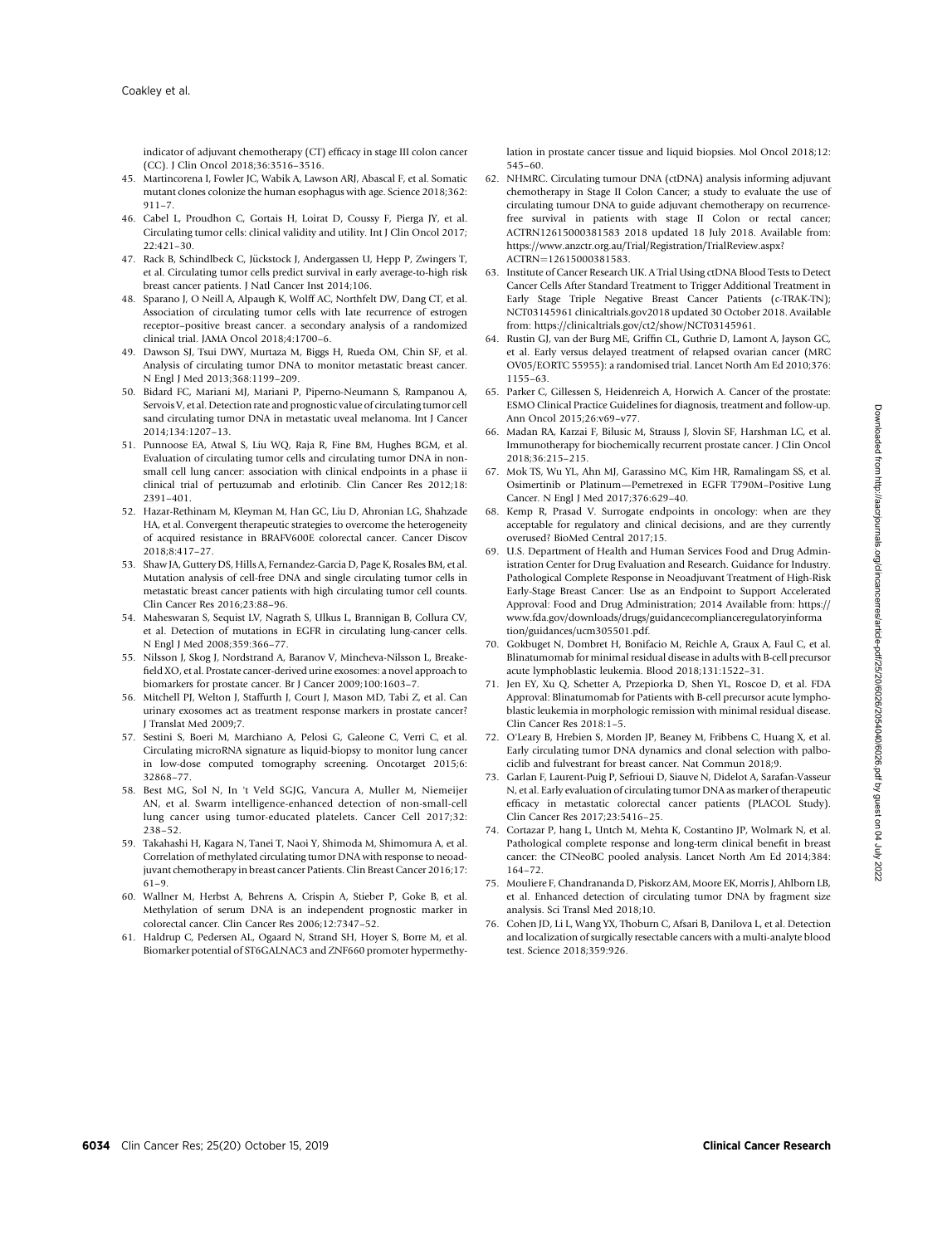indicator of adjuvant chemotherapy (CT) efficacy in stage III colon cancer (CC). J Clin Oncol 2018;36:3516–3516.

45. Martincorena I, Fowler JC, Wabik A, Lawson ARJ, Abascal F, et al. Somatic mutant clones colonize the human esophagus with age. Science 2018;362: 911–7.
46. Cabel L, Proudhon C, Gortais H, Loirat D, Coussy F, Pierga JY, et al. Circulating tumor cells: clinical validity and utility. Int J Clin Oncol 2017; 22:421–30.
47. Rack B, Schindlbeck C, Jückstock J, Andergassen U, Hepp P, Zwingers T, et al. Circulating tumor cells predict survival in early average-to-high risk breast cancer patients. J Natl Cancer Inst 2014;106.
48. Sparano J, O Neill A, Alpaugh K, Wolff AC, Northfelt DW, Dang CT, et al. Association of circulating tumor cells with late recurrence of estrogen receptor–positive breast cancer. a secondary analysis of a randomized clinical trial. JAMA Oncol 2018;4:1700–6.
49. Dawson SJ, Tsui DWY, Murtaza M, Biggs H, Rueda OM, Chin SF, et al. Analysis of circulating tumor DNA to monitor metastatic breast cancer. N Engl J Med 2013;368:1199–209.
50. Bidard FC, Mariani MJ, Mariani P, Piperno-Neumann S, Rampanou A, Servois V, et al. Detection rate and prognostic value of circulating tumor cell sand circulating tumor DNA in metastatic uveal melanoma. Int J Cancer 2014;134:1207–13.
51. Punnoose EA, Atwal S, Liu WQ, Raja R, Fine BM, Hughes BGM, et al. Evaluation of circulating tumor cells and circulating tumor DNA in non-small cell lung cancer: association with clinical endpoints in a phase ii clinical trial of pertuzumab and erlotinib. Clin Cancer Res 2012;18: 2391–401.
52. Hazar-Rethinam M, Kleyman M, Han GC, Liu D, Ahronian LG, Shahzade HA, et al. Convergent therapeutic strategies to overcome the heterogeneity of acquired resistance in BRAFV600E colorectal cancer. Cancer Discov 2018;8:417–27.
53. Shaw JA, Guttery DS, Hills A, Fernandez-Garcia D, Page K, Rosales BM, et al. Mutation analysis of cell-free DNA and single circulating tumor cells in metastatic breast cancer patients with high circulating tumor cell counts. Clin Cancer Res 2016;23:88–96.
54. Maheswaran S, Sequist LV, Nagrath S, Ulkus L, Brannigan B, Collura CV, et al. Detection of mutations in EGFR in circulating lung-cancer cells. N Engl J Med 2008;359:366–77.
55. Nilsson J, Skog J, Nordstrand A, Baranov V, Mincheva-Nilsson L, Breakefield XO, et al. Prostate cancer-derived urine exosomes: a novel approach to biomarkers for prostate cancer. Br J Cancer 2009;100:1603–7.
56. Mitchell PJ, Welton J, Staffurth J, Court J, Mason MD, Tabi Z, et al. Can urinary exosomes act as treatment response markers in prostate cancer? J Translat Med 2009;7.
57. Sestini S, Boeri M, Marchiano A, Pelosi G, Galeone C, Verri C, et al. Circulating microRNA signature as liquid-biopsy to monitor lung cancer in low-dose computed tomography screening. Oncotarget 2015;6: 32868–77.
58. Best MG, Sol N, In 't Veld SGJG, Vancura A, Muller M, Niemeijer AN, et al. Swarm intelligence-enhanced detection of non-small-cell lung cancer using tumor-educated platelets. Cancer Cell 2017;32: 238–52.
59. Takahashi H, Kagara N, Tanei T, Naoi Y, Shimoda M, Shimomura A, et al. Correlation of methylated circulating tumor DNA with response to neoadjuvant chemotherapy in breast cancer Patients. Clin Breast Cancer 2016;17: 61–9.
60. Wallner M, Herbst A, Behrens A, Crispin A, Stieber P, Goke B, et al. Methylation of serum DNA is an independent prognostic marker in colorectal cancer. Clin Cancer Res 2006;12:7347–52.
61. Haldrup C, Pedersen AL, Ogaard N, Strand SH, Hoyer S, Borre M, et al. Biomarker potential of ST6GALNAC3 and ZNF660 promoter hypermethylation in prostate cancer tissue and liquid biopsies. Mol Oncol 2018;12: 545–60.
62. NHMRC. Circulating tumour DNA (ctDNA) analysis informing adjuvant chemotherapy in Stage II Colon Cancer; a study to evaluate the use of circulating tumour DNA to guide adjuvant chemotherapy on recurrence-free survival in patients with stage II Colon or rectal cancer; ACTRN12615000381583 2018 updated 18 July 2018. Available from: https://www.anzctr.org.au/Trial/Registration/TrialReview.aspx?ACTRN=12615000381583.
63. Institute of Cancer Research UK. A Trial Using ctDNA Blood Tests to Detect Cancer Cells After Standard Treatment to Trigger Additional Treatment in Early Stage Triple Negative Breast Cancer Patients (c-TRAK-TN); NCT03145961 clinicaltrials.gov2018 updated 30 October 2018. Available from: https://clinicaltrials.gov/ct2/show/NCT03145961.
64. Rustin GJ, van der Burg ME, Griffin CL, Guthrie D, Lamont A, Jayson GC, et al. Early versus delayed treatment of relapsed ovarian cancer (MRC OV05/EORTC 55955): a randomised trial. Lancet North Am Ed 2010;376: 1155–63.
65. Parker C, Gillessen S, Heidenreich A, Horwich A. Cancer of the prostate: ESMO Clinical Practice Guidelines for diagnosis, treatment and follow-up. Ann Oncol 2015;26:v69–v77.
66. Madan RA, Karzai F, Bilusic M, Strauss J, Slovin SF, Harshman LC, et al. Immunotherapy for biochemically recurrent prostate cancer. J Clin Oncol 2018;36:215–215.
67. Mok TS, Wu YL, Ahn MJ, Garassino MC, Kim HR, Ramalingam SS, et al. Osimertinib or Platinum—Pemetrexed in EGFR T790M–Positive Lung Cancer. N Engl J Med 2017;376:629–40.
68. Kemp R, Prasad V. Surrogate endpoints in oncology: when are they acceptable for regulatory and clinical decisions, and are they currently overused? BioMed Central 2017;15.
69. U.S. Department of Health and Human Services Food and Drug Administration Center for Drug Evaluation and Research. Guidance for Industry. Pathological Complete Response in Neoadjuvant Treatment of High-Risk Early-Stage Breast Cancer: Use as an Endpoint to Support Accelerated Approval: Food and Drug Administration; 2014 Available from: https://www.fda.gov/downloads/drugs/guidancecomplianceregulatoryinformation/guidances/ucm305501.pdf.
70. Gokbuget N, Dombret H, Bonifacio M, Reichle A, Graux A, Faul C, et al. Blinatumomab for minimal residual disease in adults with B-cell precursor acute lymphoblastic leukemia. Blood 2018;131:1522–31.
71. Jen EY, Xu Q, Schetter A, Przepiorka D, Shen YL, Roscoe D, et al. FDA Approval: Blinatumomab for Patients with B-cell precursor acute lymphoblastic leukemia in morphologic remission with minimal residual disease. Clin Cancer Res 2018:1–5.
72. O'Leary B, Hrebien S, Morden JP, Beaney M, Fribbens C, Huang X, et al. Early circulating tumor DNA dynamics and clonal selection with palbociclib and fulvestrant for breast cancer. Nat Commun 2018;9.
73. Garlan F, Laurent-Puig P, Sefrioui D, Siauve N, Didelot A, Sarafan-Vasseur N, et al. Early evaluation of circulating tumor DNA as marker of therapeutic efficacy in metastatic colorectal cancer patients (PLACOL Study). Clin Cancer Res 2017;23:5416–25.
74. Cortazar P, hang L, Untch M, Mehta K, Costantino JP, Wolmark N, et al. Pathological complete response and long-term clinical benefit in breast cancer: the CTNeoBC pooled analysis. Lancet North Am Ed 2014;384: 164–72.
75. Mouliere F, Chandrananda D, Piskorz AM, Moore EK, Morris J, Ahlborn LB, et al. Enhanced detection of circulating tumor DNA by fragment size analysis. Sci Transl Med 2018;10.
76. Cohen JD, Li L, Wang YX, Thoburn C, Afsari B, Danilova L, et al. Detection and localization of surgically resectable cancers with a multi-analyte blood test. Science 2018;359:926.